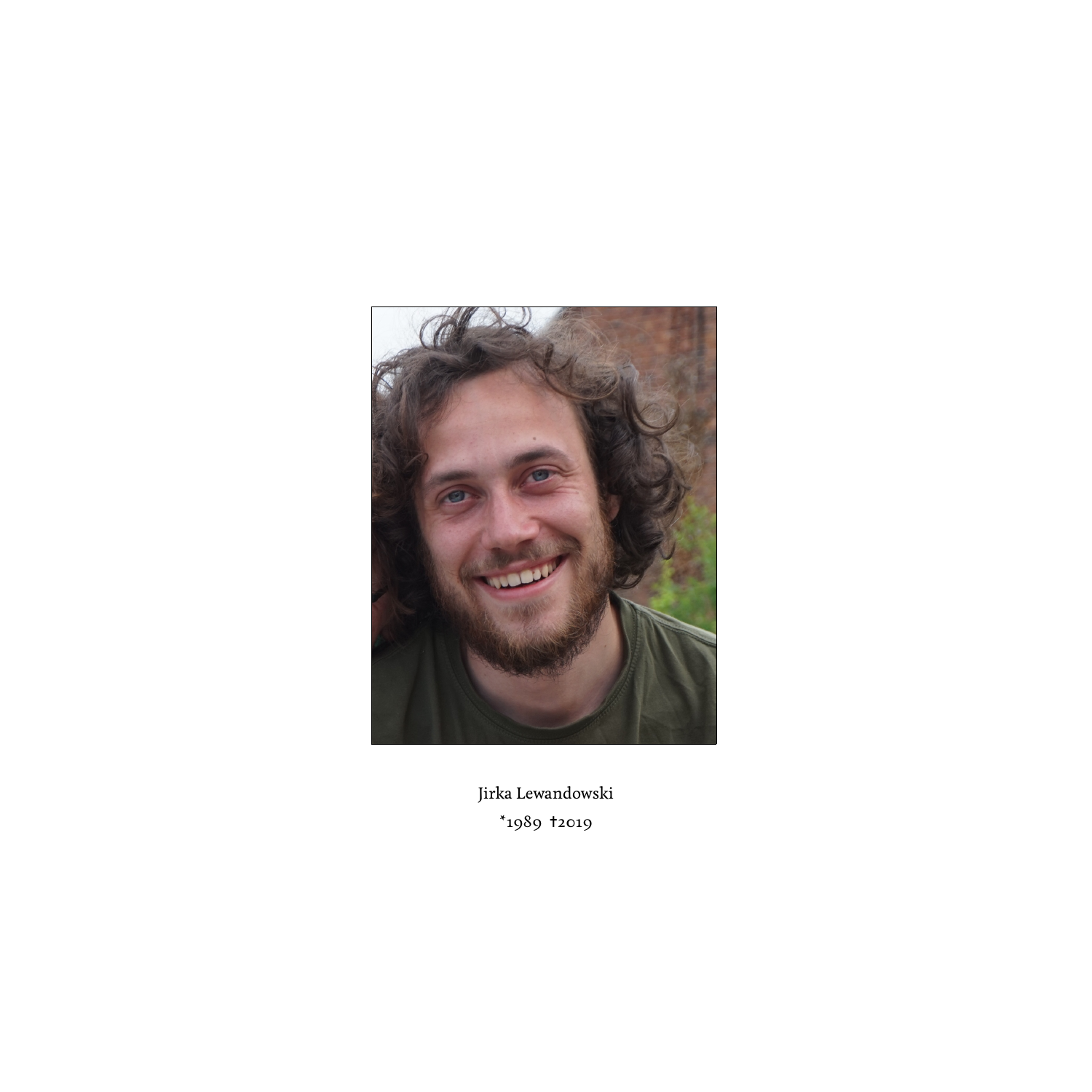Jirka Lewandowski

*1989 †2019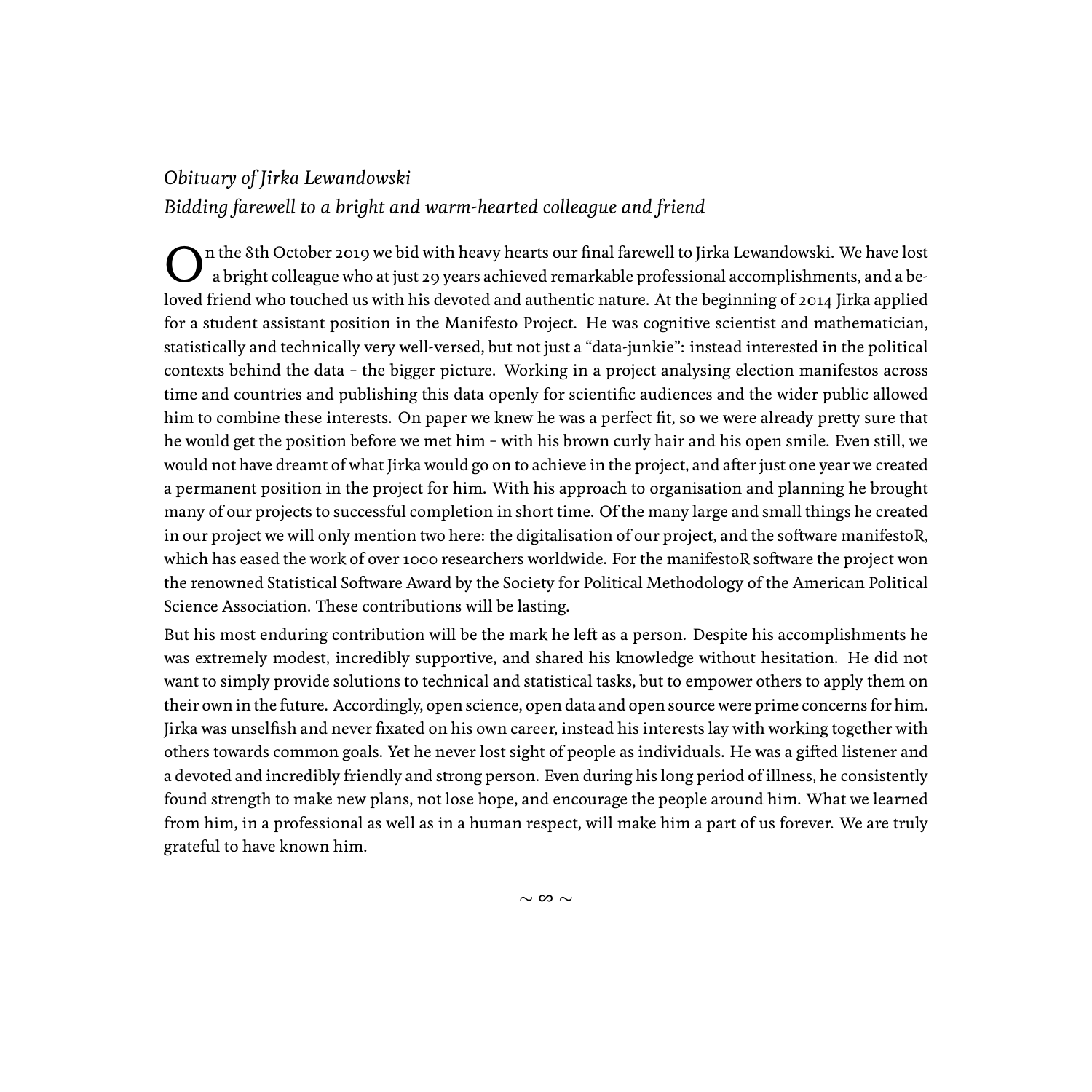*Obituary of Jirka Lewandowski*
*Bidding farewell to a bright and warm-hearted colleague and friend*

On the 8th October 2019 we bid with heavy hearts our final farewell to Jirka Lewandowski. We have lost a bright colleague who at just 29 years achieved remarkable professional accomplishments, and a beloved friend who touched us with his devoted and authentic nature. At the beginning of 2014 Jirka applied for a student assistant position in the Manifesto Project. He was cognitive scientist and mathematician, statistically and technically very well-versed, but not just a "data-junkie": instead interested in the political contexts behind the data – the bigger picture. Working in a project analysing election manifestos across time and countries and publishing this data openly for scientific audiences and the wider public allowed him to combine these interests. On paper we knew he was a perfect fit, so we were already pretty sure that he would get the position before we met him – with his brown curly hair and his open smile. Even still, we would not have dreamt of what Jirka would go on to achieve in the project, and after just one year we created a permanent position in the project for him. With his approach to organisation and planning he brought many of our projects to successful completion in short time. Of the many large and small things he created in our project we will only mention two here: the digitalisation of our project, and the software manifestoR, which has eased the work of over 1000 researchers worldwide. For the manifestoR software the project won the renowned Statistical Software Award by the Society for Political Methodology of the American Political Science Association. These contributions will be lasting.

But his most enduring contribution will be the mark he left as a person. Despite his accomplishments he was extremely modest, incredibly supportive, and shared his knowledge without hesitation. He did not want to simply provide solutions to technical and statistical tasks, but to empower others to apply them on their own in the future. Accordingly, open science, open data and open source were prime concerns for him. Jirka was unselfish and never fixated on his own career, instead his interests lay with working together with others towards common goals. Yet he never lost sight of people as individuals. He was a gifted listener and a devoted and incredibly friendly and strong person. Even during his long period of illness, he consistently found strength to make new plans, not lose hope, and encourage the people around him. What we learned from him, in a professional as well as in a human respect, will make him a part of us forever. We are truly grateful to have known him.

~ ∞ ~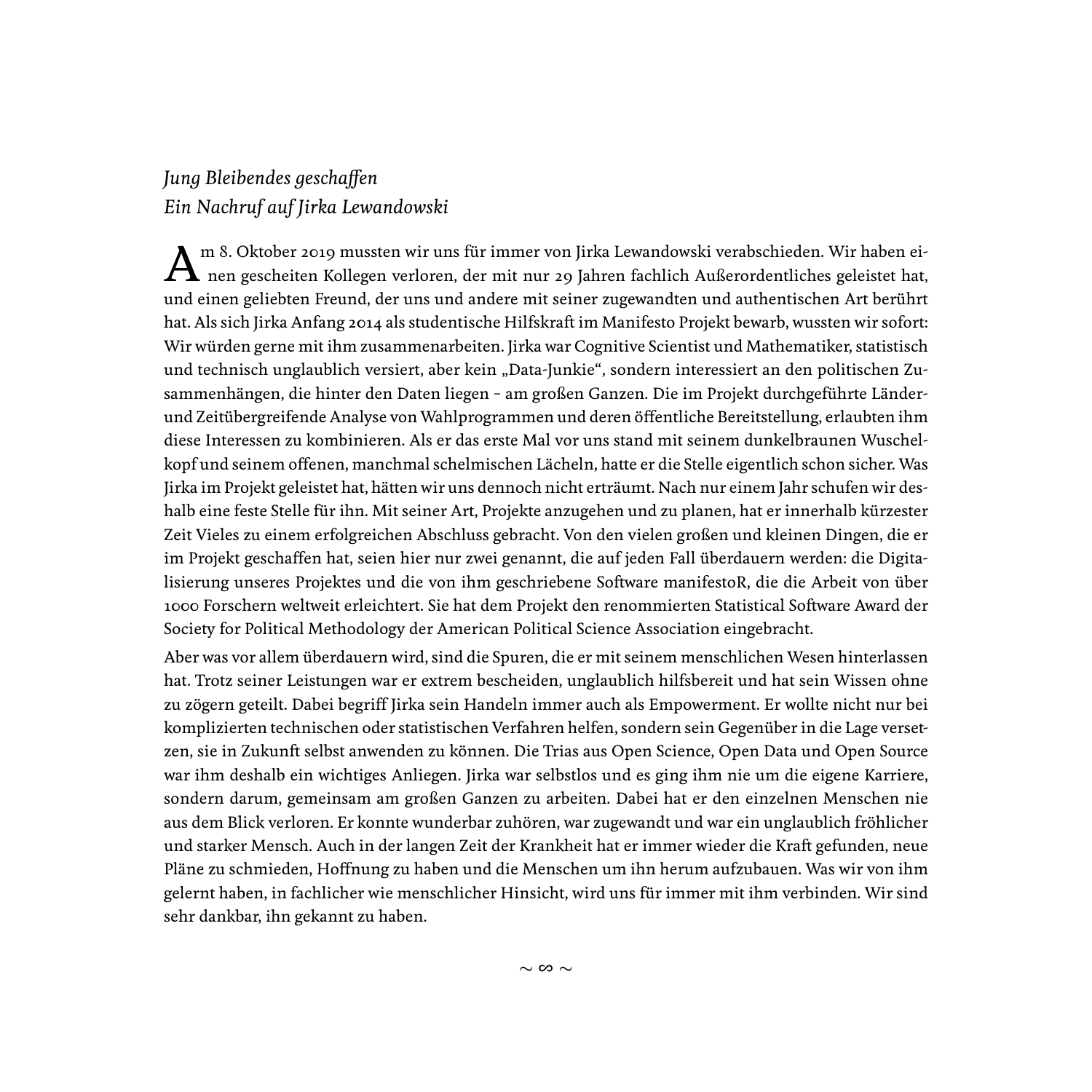*Jung Bleibendes geschaffen*
*Ein Nachruf auf Jirka Lewandowski*

Am 8. Oktober 2019 mussten wir uns für immer von Jirka Lewandowski verabschieden. Wir haben einen gescheiten Kollegen verloren, der mit nur 29 Jahren fachlich Außerordentliches geleistet hat, und einen geliebten Freund, der uns und andere mit seiner zugewandten und authentischen Art berührt hat. Als sich Jirka Anfang 2014 als studentische Hilfskraft im Manifesto Projekt bewarb, wussten wir sofort: Wir würden gerne mit ihm zusammenarbeiten. Jirka war Cognitive Scientist und Mathematiker, statistisch und technisch unglaublich versiert, aber kein „Data-Junkie", sondern interessiert an den politischen Zusammenhängen, die hinter den Daten liegen – am großen Ganzen. Die im Projekt durchgeführte Länder- und Zeitübergreifende Analyse von Wahlprogrammen und deren öffentliche Bereitstellung, erlaubten ihm diese Interessen zu kombinieren. Als er das erste Mal vor uns stand mit seinem dunkelbraunen Wuschelkopf und seinem offenen, manchmal schelmischen Lächeln, hatte er die Stelle eigentlich schon sicher. Was Jirka im Projekt geleistet hat, hätten wir uns dennoch nicht erträumt. Nach nur einem Jahr schufen wir deshalb eine feste Stelle für ihn. Mit seiner Art, Projekte anzugehen und zu planen, hat er innerhalb kürzester Zeit Vieles zu einem erfolgreichen Abschluss gebracht. Von den vielen großen und kleinen Dingen, die er im Projekt geschaffen hat, seien hier nur zwei genannt, die auf jeden Fall überdauern werden: die Digitalisierung unseres Projektes und die von ihm geschriebene Software manifestoR, die die Arbeit von über 1000 Forschern weltweit erleichtert. Sie hat dem Projekt den renommierten Statistical Software Award der Society for Political Methodology der American Political Science Association eingebracht.

Aber was vor allem überdauern wird, sind die Spuren, die er mit seinem menschlichen Wesen hinterlassen hat. Trotz seiner Leistungen war er extrem bescheiden, unglaublich hilfsbereit und hat sein Wissen ohne zu zögern geteilt. Dabei begriff Jirka sein Handeln immer auch als Empowerment. Er wollte nicht nur bei komplizierten technischen oder statistischen Verfahren helfen, sondern sein Gegenüber in die Lage versetzen, sie in Zukunft selbst anwenden zu können. Die Trias aus Open Science, Open Data und Open Source war ihm deshalb ein wichtiges Anliegen. Jirka war selbstlos und es ging ihm nie um die eigene Karriere, sondern darum, gemeinsam am großen Ganzen zu arbeiten. Dabei hat er den einzelnen Menschen nie aus dem Blick verloren. Er konnte wunderbar zuhören, war zugewandt und war ein unglaublich fröhlicher und starker Mensch. Auch in der langen Zeit der Krankheit hat er immer wieder die Kraft gefunden, neue Pläne zu schmieden, Hoffnung zu haben und die Menschen um ihn herum aufzubauen. Was wir von ihm gelernt haben, in fachlicher wie menschlicher Hinsicht, wird uns für immer mit ihm verbinden. Wir sind sehr dankbar, ihn gekannt zu haben.

~ ∞ ~